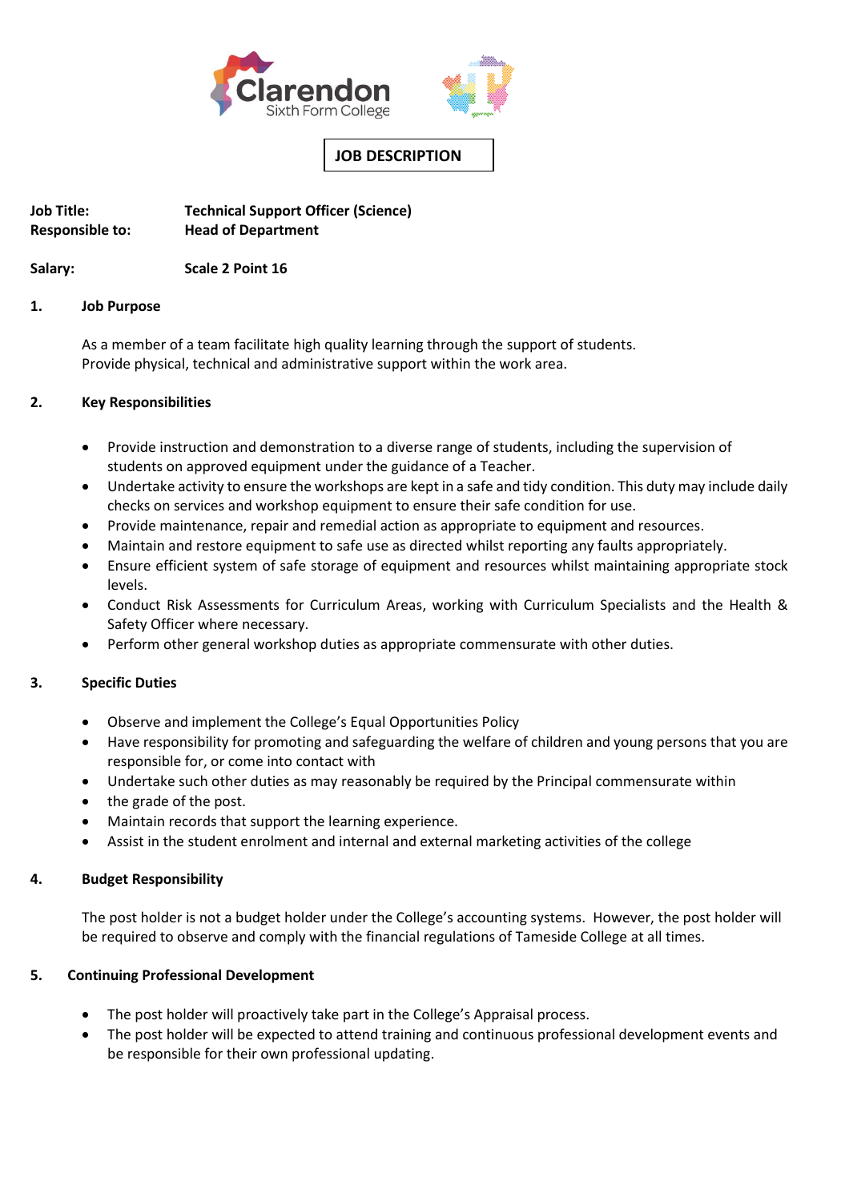Clarendon Sixth Form College

# JOB DESCRIPTION

**Job Title:** **Technical Support Officer (Science)**
**Responsible to:** **Head of Department**

**Salary:** **Scale 2 Point 16**

## 1. Job Purpose

As a member of a team facilitate high quality learning through the support of students.
Provide physical, technical and administrative support within the work area.

## 2. Key Responsibilities

- Provide instruction and demonstration to a diverse range of students, including the supervision of students on approved equipment under the guidance of a Teacher.
- Undertake activity to ensure the workshops are kept in a safe and tidy condition. This duty may include daily checks on services and workshop equipment to ensure their safe condition for use.
- Provide maintenance, repair and remedial action as appropriate to equipment and resources.
- Maintain and restore equipment to safe use as directed whilst reporting any faults appropriately.
- Ensure efficient system of safe storage of equipment and resources whilst maintaining appropriate stock levels.
- Conduct Risk Assessments for Curriculum Areas, working with Curriculum Specialists and the Health & Safety Officer where necessary.
- Perform other general workshop duties as appropriate commensurate with other duties.

## 3. Specific Duties

- Observe and implement the College's Equal Opportunities Policy
- Have responsibility for promoting and safeguarding the welfare of children and young persons that you are responsible for, or come into contact with
- Undertake such other duties as may reasonably be required by the Principal commensurate within
- the grade of the post.
- Maintain records that support the learning experience.
- Assist in the student enrolment and internal and external marketing activities of the college

## 4. Budget Responsibility

The post holder is not a budget holder under the College's accounting systems. However, the post holder will be required to observe and comply with the financial regulations of Tameside College at all times.

## 5. Continuing Professional Development

- The post holder will proactively take part in the College's Appraisal process.
- The post holder will be expected to attend training and continuous professional development events and be responsible for their own professional updating.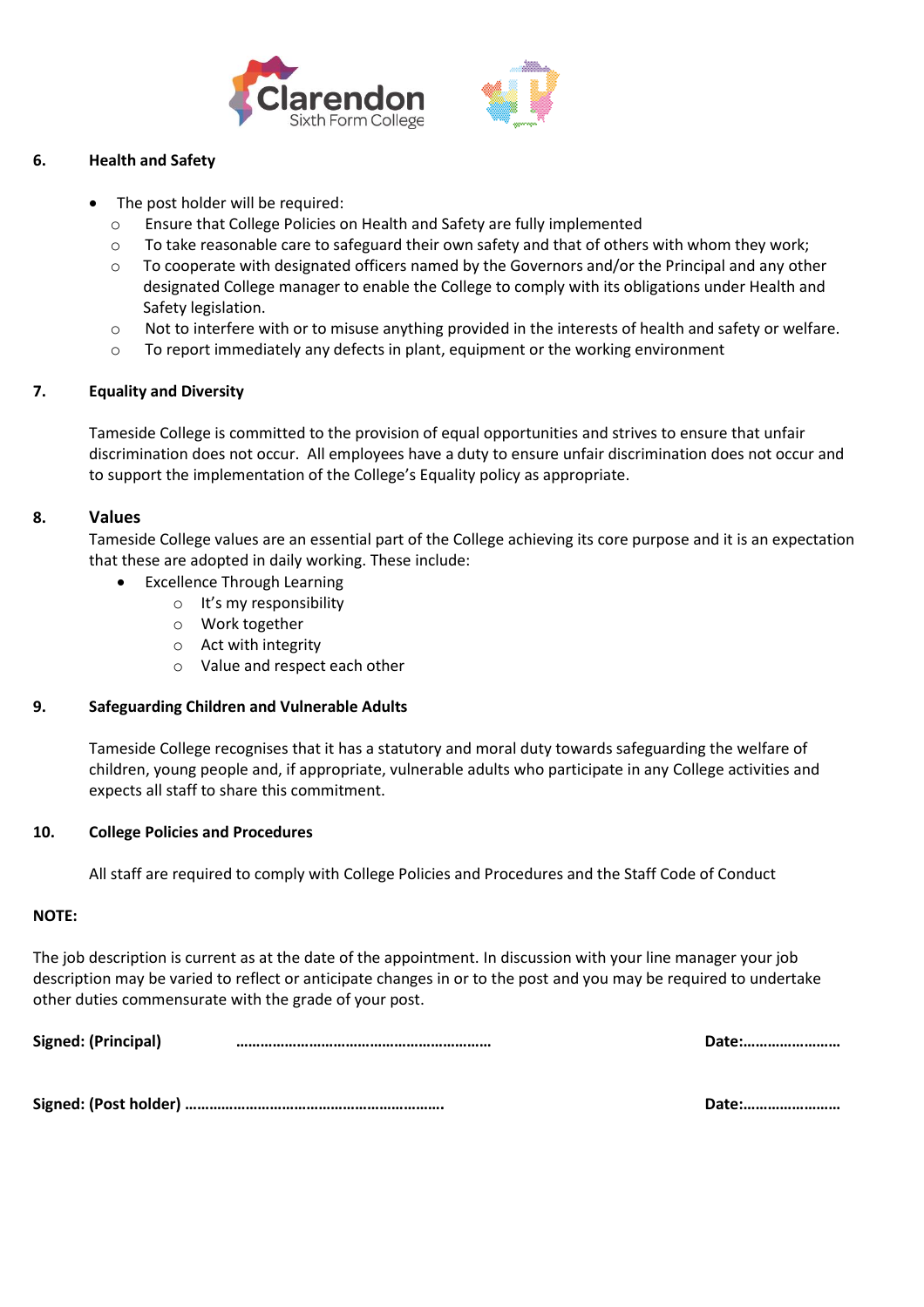## 6. Health and Safety

- The post holder will be required:
  - Ensure that College Policies on Health and Safety are fully implemented
  - To take reasonable care to safeguard their own safety and that of others with whom they work;
  - To cooperate with designated officers named by the Governors and/or the Principal and any other designated College manager to enable the College to comply with its obligations under Health and Safety legislation.
  - Not to interfere with or to misuse anything provided in the interests of health and safety or welfare.
  - To report immediately any defects in plant, equipment or the working environment

## 7. Equality and Diversity

Tameside College is committed to the provision of equal opportunities and strives to ensure that unfair discrimination does not occur. All employees have a duty to ensure unfair discrimination does not occur and to support the implementation of the College's Equality policy as appropriate.

## 8. Values

Tameside College values are an essential part of the College achieving its core purpose and it is an expectation that these are adopted in daily working. These include:

- Excellence Through Learning
  - It's my responsibility
  - Work together
  - Act with integrity
  - Value and respect each other

## 9. Safeguarding Children and Vulnerable Adults

Tameside College recognises that it has a statutory and moral duty towards safeguarding the welfare of children, young people and, if appropriate, vulnerable adults who participate in any College activities and expects all staff to share this commitment.

## 10. College Policies and Procedures

All staff are required to comply with College Policies and Procedures and the Staff Code of Conduct

**NOTE:**

The job description is current as at the date of the appointment. In discussion with your line manager your job description may be varied to reflect or anticipate changes in or to the post and you may be required to undertake other duties commensurate with the grade of your post.

**Signed: (Principal)** ……………………………………………………… **Date:**……………………

**Signed: (Post holder)** ………………………………………………………. **Date:**……………………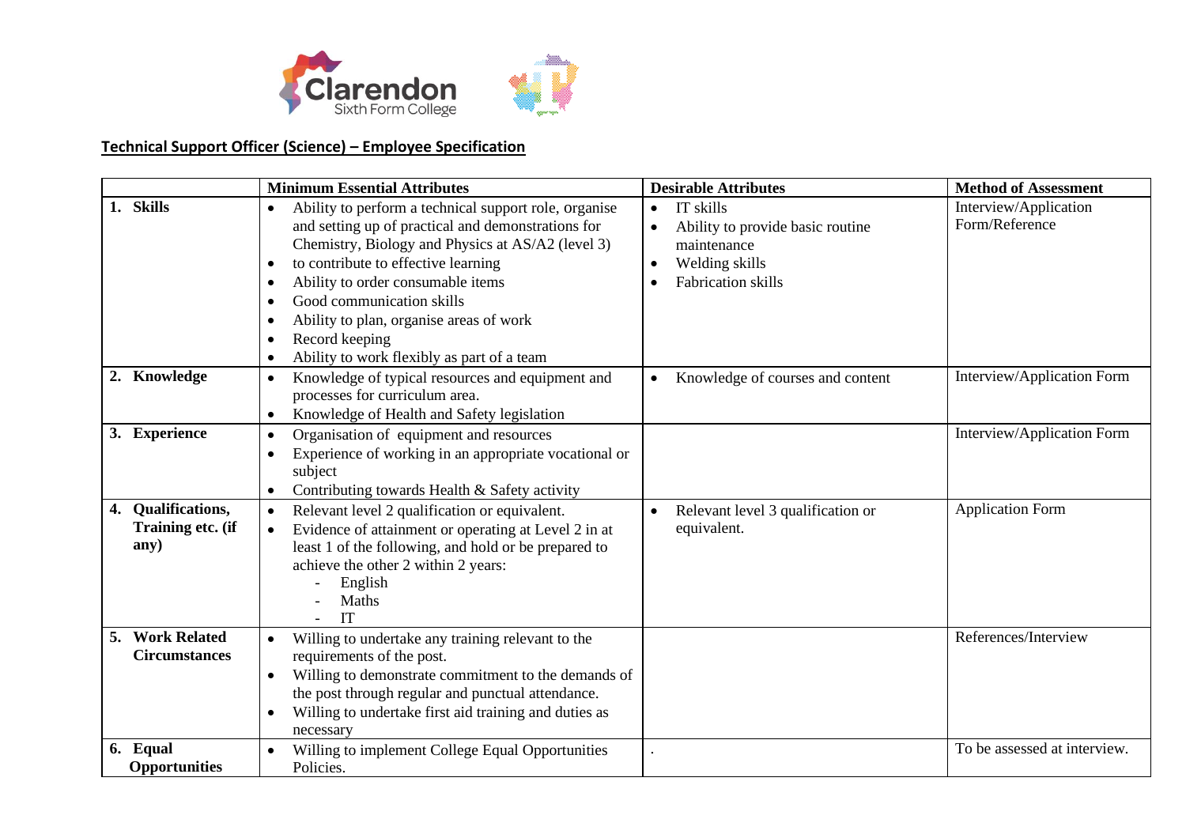## Technical Support Officer (Science) – Employee Specification

| | Minimum Essential Attributes | Desirable Attributes | Method of Assessment |
|---|---|---|---|
| **1. Skills** | • Ability to perform a technical support role, organise and setting up of practical and demonstrations for Chemistry, Biology and Physics at AS/A2 (level 3)<br>• to contribute to effective learning<br>• Ability to order consumable items<br>• Good communication skills<br>• Ability to plan, organise areas of work<br>• Record keeping<br>• Ability to work flexibly as part of a team | • IT skills<br>• Ability to provide basic routine maintenance<br>• Welding skills<br>• Fabrication skills | Interview/Application Form/Reference |
| **2. Knowledge** | • Knowledge of typical resources and equipment and processes for curriculum area.<br>• Knowledge of Health and Safety legislation | • Knowledge of courses and content | Interview/Application Form |
| **3. Experience** | • Organisation of equipment and resources<br>• Experience of working in an appropriate vocational or subject<br>• Contributing towards Health & Safety activity | | Interview/Application Form |
| **4. Qualifications, Training etc. (if any)** | • Relevant level 2 qualification or equivalent.<br>• Evidence of attainment or operating at Level 2 in at least 1 of the following, and hold or be prepared to achieve the other 2 within 2 years:<br>- English<br>- Maths<br>- IT | • Relevant level 3 qualification or equivalent. | Application Form |
| **5. Work Related Circumstances** | • Willing to undertake any training relevant to the requirements of the post.<br>• Willing to demonstrate commitment to the demands of the post through regular and punctual attendance.<br>• Willing to undertake first aid training and duties as necessary | | References/Interview |
| **6. Equal Opportunities** | • Willing to implement College Equal Opportunities Policies. | . | To be assessed at interview. |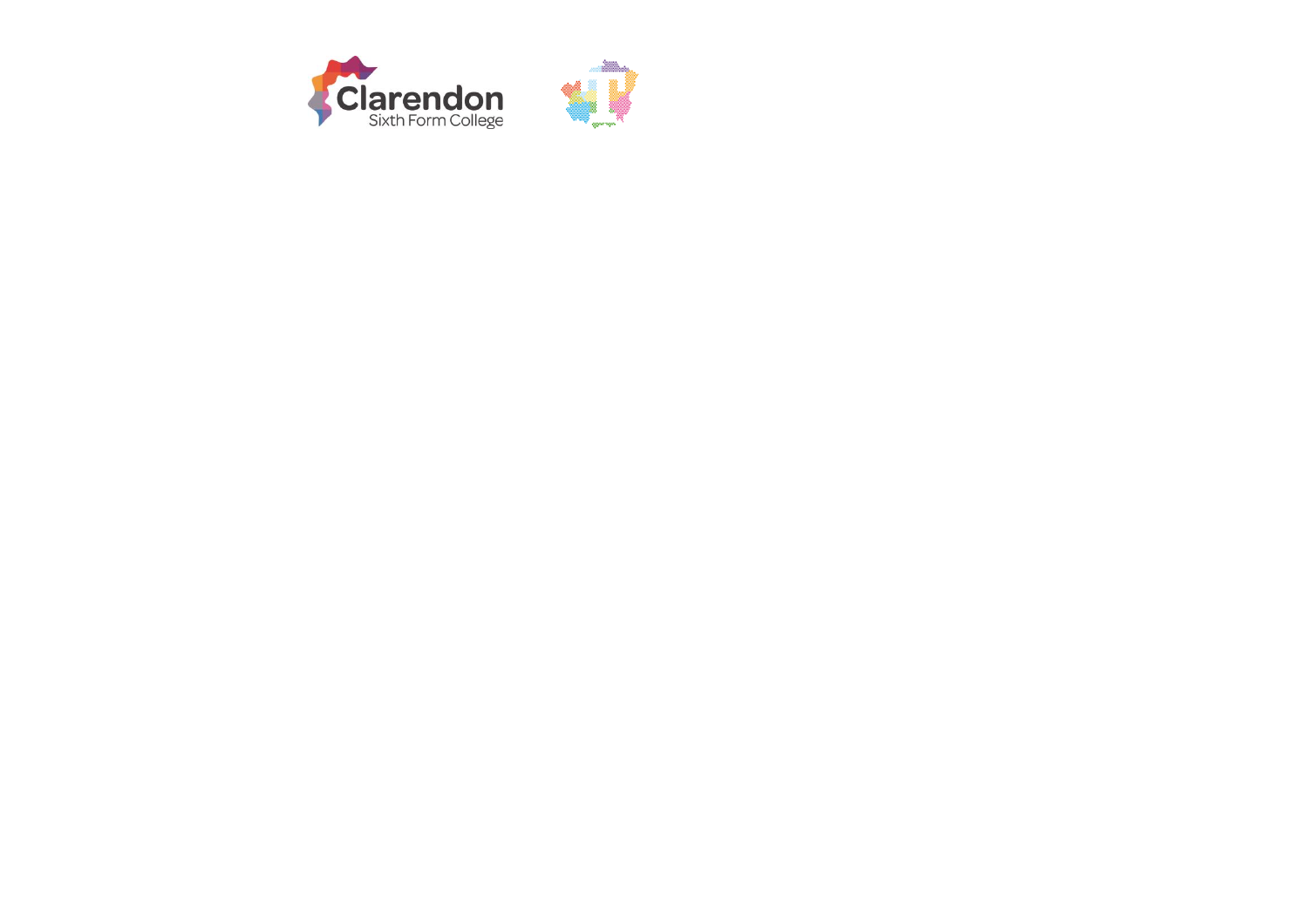Clarendon

Sixth Form College